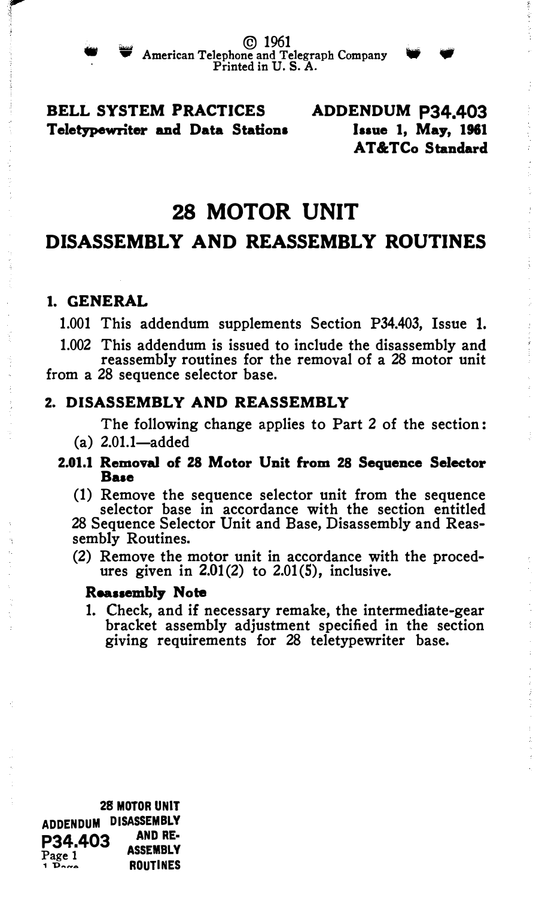© 1961
American Telephone and Telegraph Company
Printed in U. S. A.

**BELL SYSTEM PRACTICES**
**Teletypewriter and Data Stations**

**ADDENDUM P34.403**
**Issue 1, May, 1961**
**AT&TCo Standard**

# 28 MOTOR UNIT

## DISASSEMBLY AND REASSEMBLY ROUTINES

### 1. GENERAL

1.001 This addendum supplements Section P34.403, Issue 1.

1.002 This addendum is issued to include the disassembly and reassembly routines for the removal of a 28 motor unit from a 28 sequence selector base.

### 2. DISASSEMBLY AND REASSEMBLY

The following change applies to Part 2 of the section:

(a) 2.01.1—added

**2.01.1 Removal of 28 Motor Unit from 28 Sequence Selector Base**

(1) Remove the sequence selector unit from the sequence selector base in accordance with the section entitled 28 Sequence Selector Unit and Base, Disassembly and Reassembly Routines.

(2) Remove the motor unit in accordance with the procedures given in 2.01(2) to 2.01(5), inclusive.

**Reassembly Note**

1. Check, and if necessary remake, the intermediate-gear bracket assembly adjustment specified in the section giving requirements for 28 teletypewriter base.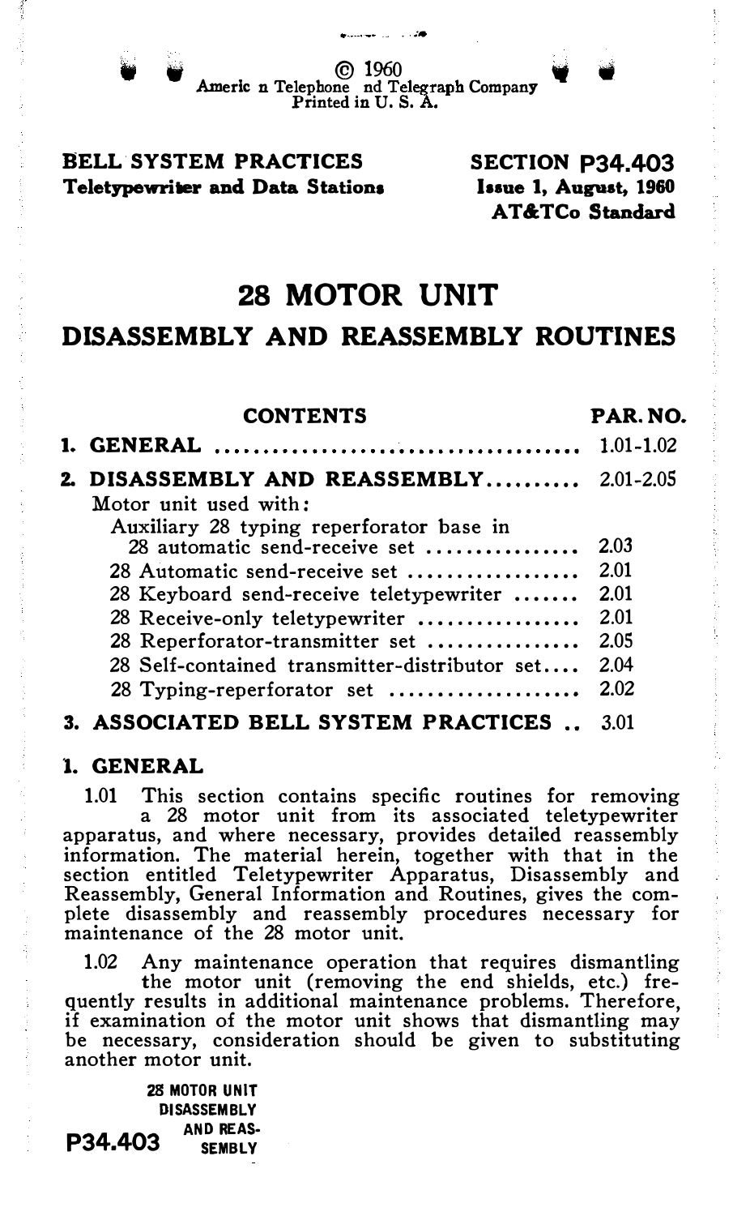© 1960
American Telephone and Telegraph Company
Printed in U. S. A.

**BELL SYSTEM PRACTICES**
**Teletypewriter and Data Stations**

**SECTION P34.403**
**Issue 1, August, 1960**
**AT&TCo Standard**

# 28 MOTOR UNIT

## DISASSEMBLY AND REASSEMBLY ROUTINES

| CONTENTS | PAR. NO. |
|---|---|
| **1. GENERAL** | 1.01-1.02 |
| **2. DISASSEMBLY AND REASSEMBLY** | 2.01-2.05 |
| Motor unit used with: | |
| Auxiliary 28 typing reperforator base in 28 automatic send-receive set | 2.03 |
| 28 Automatic send-receive set | 2.01 |
| 28 Keyboard send-receive teletypewriter | 2.01 |
| 28 Receive-only teletypewriter | 2.01 |
| 28 Reperforator-transmitter set | 2.05 |
| 28 Self-contained transmitter-distributor set | 2.04 |
| 28 Typing-reperforator set | 2.02 |
| **3. ASSOCIATED BELL SYSTEM PRACTICES** | 3.01 |

## 1. GENERAL

1.01 This section contains specific routines for removing a 28 motor unit from its associated teletypewriter apparatus, and where necessary, provides detailed reassembly information. The material herein, together with that in the section entitled Teletypewriter Apparatus, Disassembly and Reassembly, General Information and Routines, gives the complete disassembly and reassembly procedures necessary for maintenance of the 28 motor unit.

1.02 Any maintenance operation that requires dismantling the motor unit (removing the end shields, etc.) frequently results in additional maintenance problems. Therefore, if examination of the motor unit shows that dismantling may be necessary, consideration should be given to substituting another motor unit.

28 MOTOR UNIT DISASSEMBLY AND REASSEMBLY

P34.403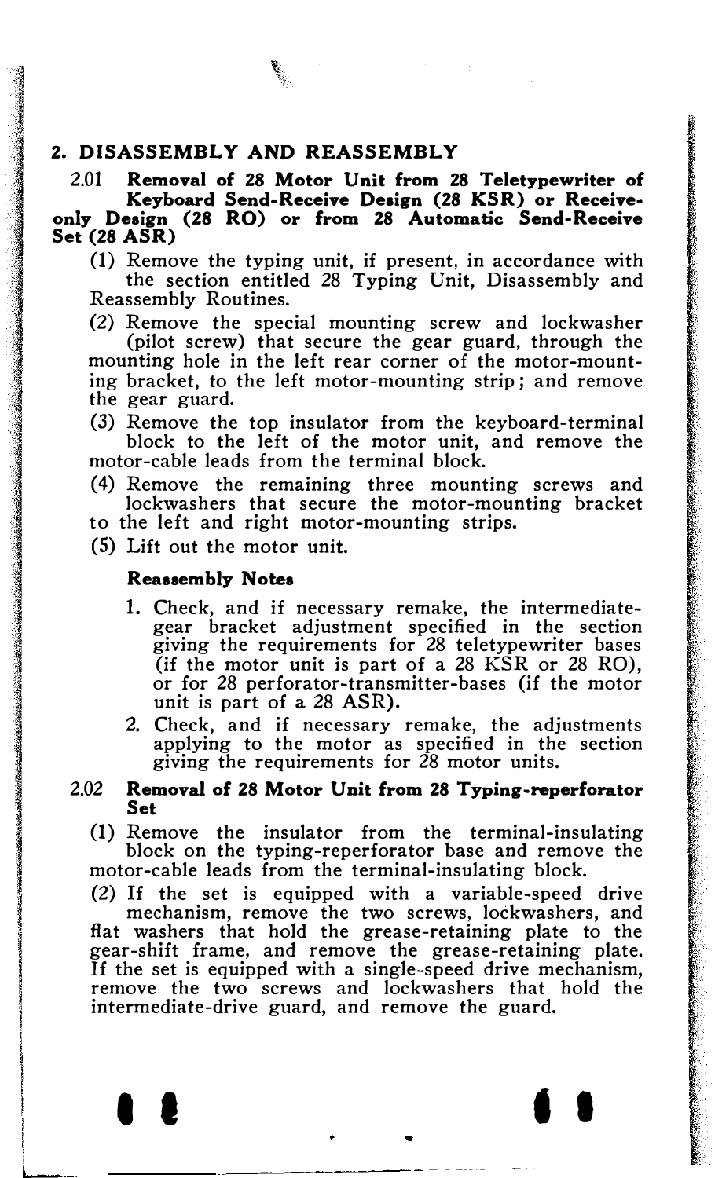## 2. DISASSEMBLY AND REASSEMBLY

### 2.01 Removal of 28 Motor Unit from 28 Teletypewriter of Keyboard Send-Receive Design (28 KSR) or Receive-only Design (28 RO) or from 28 Automatic Send-Receive Set (28 ASR)

(1) Remove the typing unit, if present, in accordance with the section entitled 28 Typing Unit, Disassembly and Reassembly Routines.

(2) Remove the special mounting screw and lockwasher (pilot screw) that secure the gear guard, through the mounting hole in the left rear corner of the motor-mounting bracket, to the left motor-mounting strip; and remove the gear guard.

(3) Remove the top insulator from the keyboard-terminal block to the left of the motor unit, and remove the motor-cable leads from the terminal block.

(4) Remove the remaining three mounting screws and lockwashers that secure the motor-mounting bracket to the left and right motor-mounting strips.

(5) Lift out the motor unit.

**Reassembly Notes**

1. Check, and if necessary remake, the intermediate-gear bracket adjustment specified in the section giving the requirements for 28 teletypewriter bases (if the motor unit is part of a 28 KSR or 28 RO), or for 28 perforator-transmitter-bases (if the motor unit is part of a 28 ASR).
2. Check, and if necessary remake, the adjustments applying to the motor as specified in the section giving the requirements for 28 motor units.

### 2.02 Removal of 28 Motor Unit from 28 Typing-reperforator Set

(1) Remove the insulator from the terminal-insulating block on the typing-reperforator base and remove the motor-cable leads from the terminal-insulating block.

(2) If the set is equipped with a variable-speed drive mechanism, remove the two screws, lockwashers, and flat washers that hold the grease-retaining plate to the gear-shift frame, and remove the grease-retaining plate. If the set is equipped with a single-speed drive mechanism, remove the two screws and lockwashers that hold the intermediate-drive guard, and remove the guard.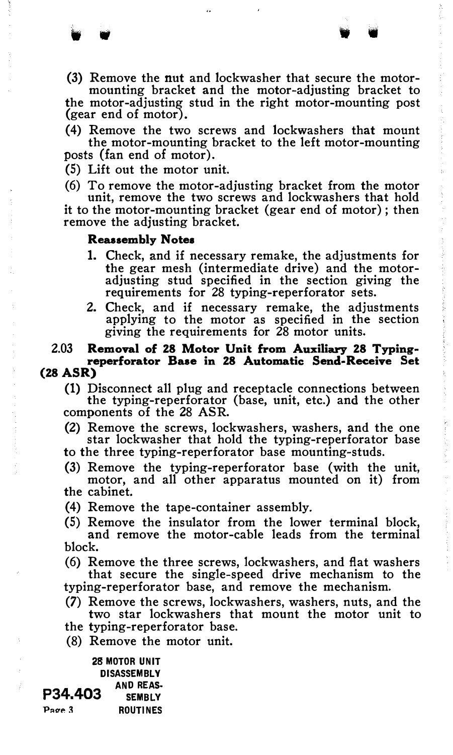(3) Remove the nut and lockwasher that secure the motor-mounting bracket and the motor-adjusting bracket to the motor-adjusting stud in the right motor-mounting post (gear end of motor).

(4) Remove the two screws and lockwashers that mount the motor-mounting bracket to the left motor-mounting posts (fan end of motor).

(5) Lift out the motor unit.

(6) To remove the motor-adjusting bracket from the motor unit, remove the two screws and lockwashers that hold it to the motor-mounting bracket (gear end of motor); then remove the adjusting bracket.

**Reassembly Notes**

1. Check, and if necessary remake, the adjustments for the gear mesh (intermediate drive) and the motor-adjusting stud specified in the section giving the requirements for 28 typing-reperforator sets.
2. Check, and if necessary remake, the adjustments applying to the motor as specified in the section giving the requirements for 28 motor units.

2.03 **Removal of 28 Motor Unit from Auxiliary 28 Typing-reperforator Base in 28 Automatic Send-Receive Set (28 ASR)**

(1) Disconnect all plug and receptacle connections between the typing-reperforator (base, unit, etc.) and the other components of the 28 ASR.

(2) Remove the screws, lockwashers, washers, and the one star lockwasher that hold the typing-reperforator base to the three typing-reperforator base mounting-studs.

(3) Remove the typing-reperforator base (with the unit, motor, and all other apparatus mounted on it) from the cabinet.

(4) Remove the tape-container assembly.

(5) Remove the insulator from the lower terminal block, and remove the motor-cable leads from the terminal block.

(6) Remove the three screws, lockwashers, and flat washers that secure the single-speed drive mechanism to the typing-reperforator base, and remove the mechanism.

(7) Remove the screws, lockwashers, washers, nuts, and the two star lockwashers that mount the motor unit to the typing-reperforator base.

(8) Remove the motor unit.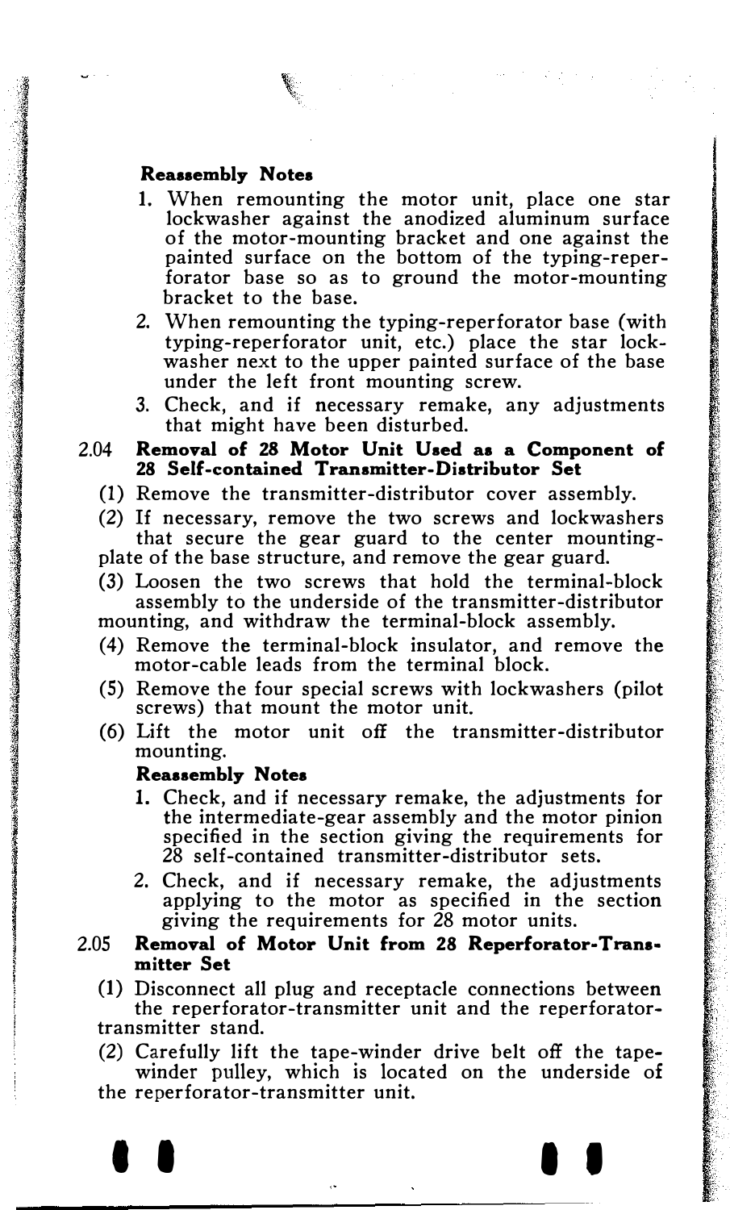**Reassembly Notes**

1. When remounting the motor unit, place one star lockwasher against the anodized aluminum surface of the motor-mounting bracket and one against the painted surface on the bottom of the typing-reperforator base so as to ground the motor-mounting bracket to the base.
2. When remounting the typing-reperforator base (with typing-reperforator unit, etc.) place the star lockwasher next to the upper painted surface of the base under the left front mounting screw.
3. Check, and if necessary remake, any adjustments that might have been disturbed.

2.04 **Removal of 28 Motor Unit Used as a Component of 28 Self-contained Transmitter-Distributor Set**

(1) Remove the transmitter-distributor cover assembly.

(2) If necessary, remove the two screws and lockwashers that secure the gear guard to the center mounting-plate of the base structure, and remove the gear guard.

(3) Loosen the two screws that hold the terminal-block assembly to the underside of the transmitter-distributor mounting, and withdraw the terminal-block assembly.

(4) Remove the terminal-block insulator, and remove the motor-cable leads from the terminal block.

(5) Remove the four special screws with lockwashers (pilot screws) that mount the motor unit.

(6) Lift the motor unit off the transmitter-distributor mounting.

**Reassembly Notes**

1. Check, and if necessary remake, the adjustments for the intermediate-gear assembly and the motor pinion specified in the section giving the requirements for 28 self-contained transmitter-distributor sets.
2. Check, and if necessary remake, the adjustments applying to the motor as specified in the section giving the requirements for 28 motor units.

2.05 **Removal of Motor Unit from 28 Reperforator-Transmitter Set**

(1) Disconnect all plug and receptacle connections between the reperforator-transmitter unit and the reperforator-transmitter stand.

(2) Carefully lift the tape-winder drive belt off the tape-winder pulley, which is located on the underside of the reperforator-transmitter unit.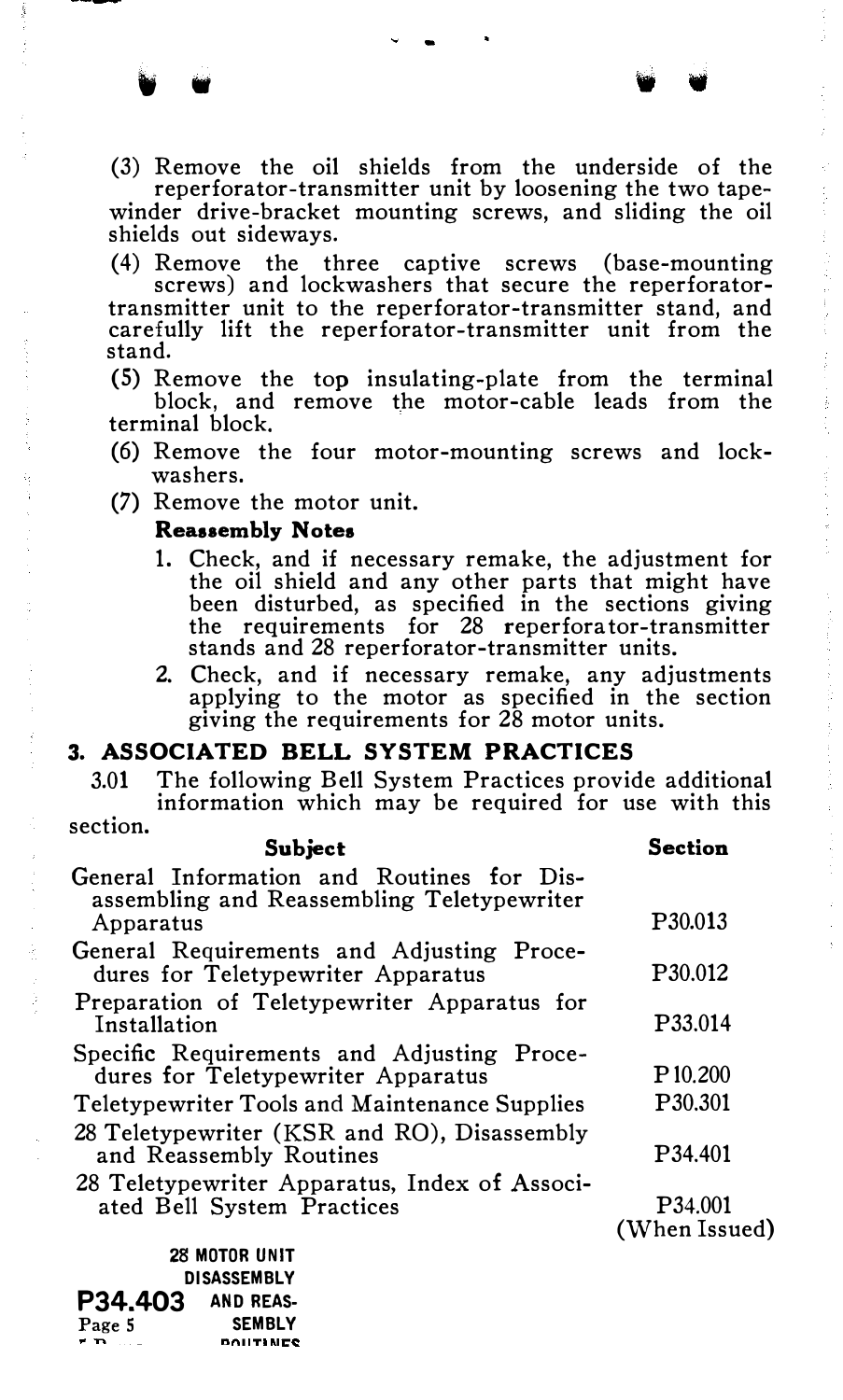(3) Remove the oil shields from the underside of the reperforator-transmitter unit by loosening the two tape-winder drive-bracket mounting screws, and sliding the oil shields out sideways.

(4) Remove the three captive screws (base-mounting screws) and lockwashers that secure the reperforator-transmitter unit to the reperforator-transmitter stand, and carefully lift the reperforator-transmitter unit from the stand.

(5) Remove the top insulating-plate from the terminal block, and remove the motor-cable leads from the terminal block.

(6) Remove the four motor-mounting screws and lockwashers.

(7) Remove the motor unit.

**Reassembly Notes**

1. Check, and if necessary remake, the adjustment for the oil shield and any other parts that might have been disturbed, as specified in the sections giving the requirements for 28 reperforator-transmitter stands and 28 reperforator-transmitter units.
2. Check, and if necessary remake, any adjustments applying to the motor as specified in the section giving the requirements for 28 motor units.

## 3. ASSOCIATED BELL SYSTEM PRACTICES

3.01 The following Bell System Practices provide additional information which may be required for use with this section.

| Subject | Section |
|---|---|
| General Information and Routines for Disassembling and Reassembling Teletypewriter Apparatus | P30.013 |
| General Requirements and Adjusting Procedures for Teletypewriter Apparatus | P30.012 |
| Preparation of Teletypewriter Apparatus for Installation | P33.014 |
| Specific Requirements and Adjusting Procedures for Teletypewriter Apparatus | P10.200 |
| Teletypewriter Tools and Maintenance Supplies | P30.301 |
| 28 Teletypewriter (KSR and RO), Disassembly and Reassembly Routines | P34.401 |
| 28 Teletypewriter Apparatus, Index of Associated Bell System Practices | P34.001 (When Issued) |